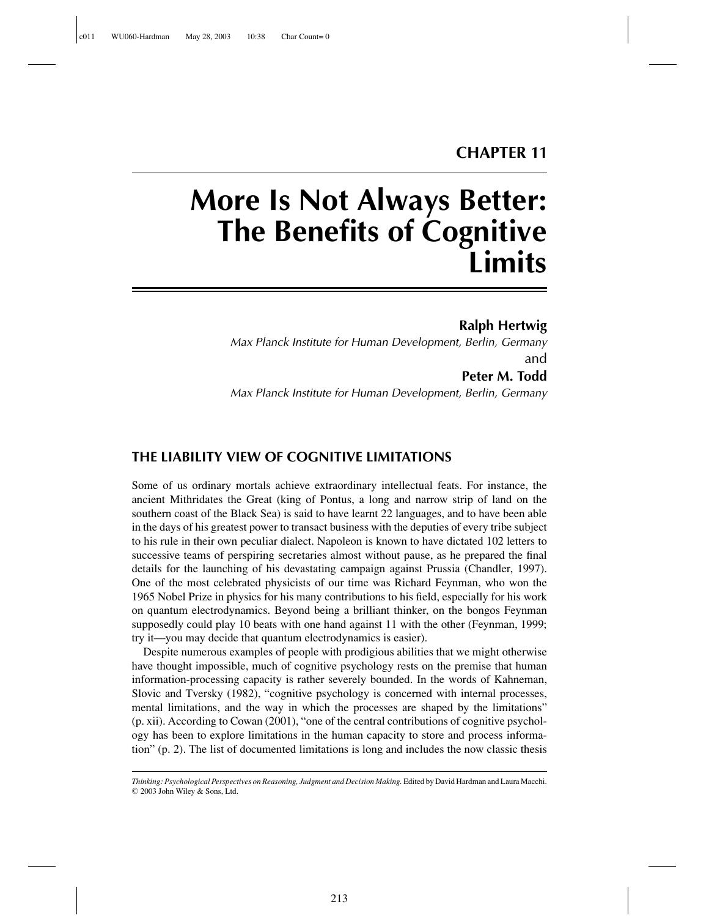# CHAPTER 11

# More Is Not Always Better: The Benefits of Cognitive Limits

**Ralph Hertwig**

*Max Planck Institute for Human Development, Berlin, Germany*

and

**Peter M. Todd**

*Max Planck Institute for Human Development, Berlin, Germany*

## THE LIABILITY VIEW OF COGNITIVE LIMITATIONS

Some of us ordinary mortals achieve extraordinary intellectual feats. For instance, the ancient Mithridates the Great (king of Pontus, a long and narrow strip of land on the southern coast of the Black Sea) is said to have learnt 22 languages, and to have been able in the days of his greatest power to transact business with the deputies of every tribe subject to his rule in their own peculiar dialect. Napoleon is known to have dictated 102 letters to successive teams of perspiring secretaries almost without pause, as he prepared the final details for the launching of his devastating campaign against Prussia (Chandler, 1997). One of the most celebrated physicists of our time was Richard Feynman, who won the 1965 Nobel Prize in physics for his many contributions to his field, especially for his work on quantum electrodynamics. Beyond being a brilliant thinker, on the bongos Feynman supposedly could play 10 beats with one hand against 11 with the other (Feynman, 1999; try it—you may decide that quantum electrodynamics is easier).

Despite numerous examples of people with prodigious abilities that we might otherwise have thought impossible, much of cognitive psychology rests on the premise that human information-processing capacity is rather severely bounded. In the words of Kahneman, Slovic and Tversky (1982), "cognitive psychology is concerned with internal processes, mental limitations, and the way in which the processes are shaped by the limitations" (p. xii). According to Cowan (2001), "one of the central contributions of cognitive psychology has been to explore limitations in the human capacity to store and process information" (p. 2). The list of documented limitations is long and includes the now classic thesis

*Thinking: Psychological Perspectives on Reasoning, Judgment and Decision Making.* Edited by David Hardman and Laura Macchi. © 2003 John Wiley & Sons, Ltd.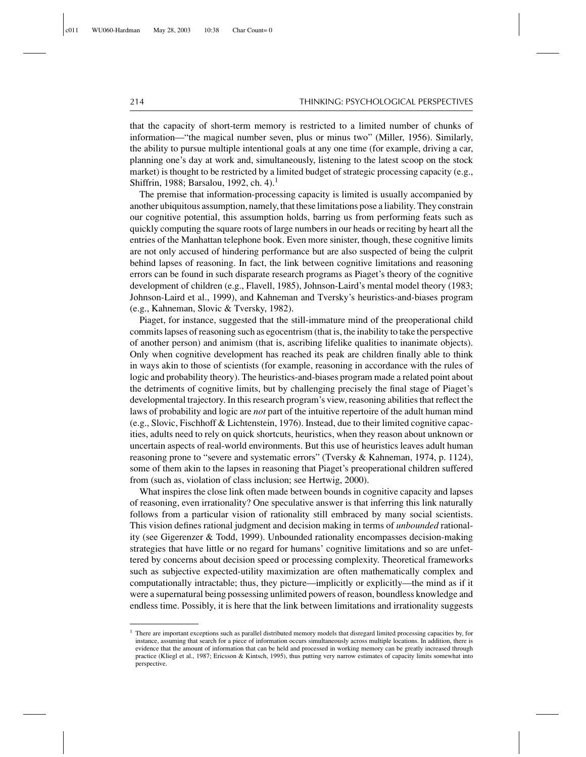that the capacity of short-term memory is restricted to a limited number of chunks of information—"the magical number seven, plus or minus two" (Miller, 1956). Similarly, the ability to pursue multiple intentional goals at any one time (for example, driving a car, planning one's day at work and, simultaneously, listening to the latest scoop on the stock market) is thought to be restricted by a limited budget of strategic processing capacity (e.g., Shiffrin, 1988; Barsalou, 1992, ch. 4).[1]

The premise that information-processing capacity is limited is usually accompanied by another ubiquitous assumption, namely, that these limitations pose a liability. They constrain our cognitive potential, this assumption holds, barring us from performing feats such as quickly computing the square roots of large numbers in our heads or reciting by heart all the entries of the Manhattan telephone book. Even more sinister, though, these cognitive limits are not only accused of hindering performance but are also suspected of being the culprit behind lapses of reasoning. In fact, the link between cognitive limitations and reasoning errors can be found in such disparate research programs as Piaget's theory of the cognitive development of children (e.g., Flavell, 1985), Johnson-Laird's mental model theory (1983; Johnson-Laird et al., 1999), and Kahneman and Tversky's heuristics-and-biases program (e.g., Kahneman, Slovic & Tversky, 1982).

Piaget, for instance, suggested that the still-immature mind of the preoperational child commits lapses of reasoning such as egocentrism (that is, the inability to take the perspective of another person) and animism (that is, ascribing lifelike qualities to inanimate objects). Only when cognitive development has reached its peak are children finally able to think in ways akin to those of scientists (for example, reasoning in accordance with the rules of logic and probability theory). The heuristics-and-biases program made a related point about the detriments of cognitive limits, but by challenging precisely the final stage of Piaget's developmental trajectory. In this research program's view, reasoning abilities that reflect the laws of probability and logic are *not* part of the intuitive repertoire of the adult human mind (e.g., Slovic, Fischhoff & Lichtenstein, 1976). Instead, due to their limited cognitive capacities, adults need to rely on quick shortcuts, heuristics, when they reason about unknown or uncertain aspects of real-world environments. But this use of heuristics leaves adult human reasoning prone to "severe and systematic errors" (Tversky & Kahneman, 1974, p. 1124), some of them akin to the lapses in reasoning that Piaget's preoperational children suffered from (such as, violation of class inclusion; see Hertwig, 2000).

What inspires the close link often made between bounds in cognitive capacity and lapses of reasoning, even irrationality? One speculative answer is that inferring this link naturally follows from a particular vision of rationality still embraced by many social scientists. This vision defines rational judgment and decision making in terms of *unbounded* rationality (see Gigerenzer & Todd, 1999). Unbounded rationality encompasses decision-making strategies that have little or no regard for humans' cognitive limitations and so are unfettered by concerns about decision speed or processing complexity. Theoretical frameworks such as subjective expected-utility maximization are often mathematically complex and computationally intractable; thus, they picture—implicitly or explicitly—the mind as if it were a supernatural being possessing unlimited powers of reason, boundless knowledge and endless time. Possibly, it is here that the link between limitations and irrationality suggests

[1] There are important exceptions such as parallel distributed memory models that disregard limited processing capacities by, for instance, assuming that search for a piece of information occurs simultaneously across multiple locations. In addition, there is evidence that the amount of information that can be held and processed in working memory can be greatly increased through practice (Kliegl et al., 1987; Ericsson & Kintsch, 1995), thus putting very narrow estimates of capacity limits somewhat into perspective.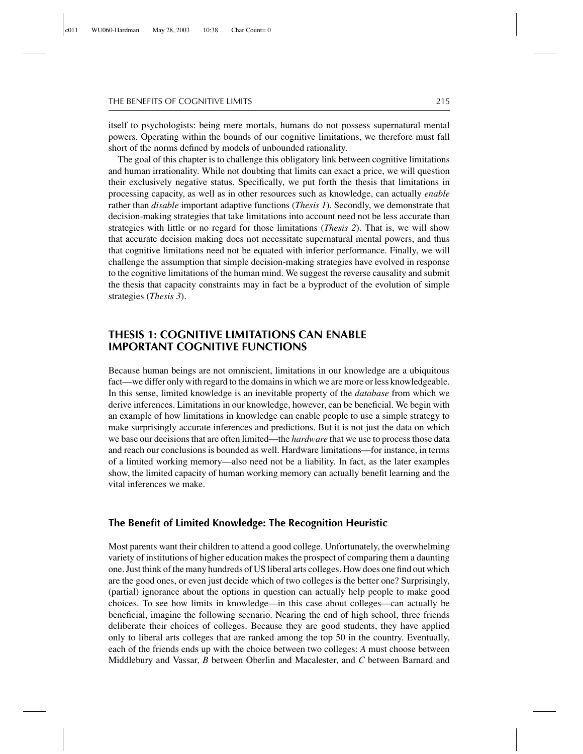itself to psychologists: being mere mortals, humans do not possess supernatural mental powers. Operating within the bounds of our cognitive limitations, we therefore must fall short of the norms defined by models of unbounded rationality.

The goal of this chapter is to challenge this obligatory link between cognitive limitations and human irrationality. While not doubting that limits can exact a price, we will question their exclusively negative status. Specifically, we put forth the thesis that limitations in processing capacity, as well as in other resources such as knowledge, can actually *enable* rather than *disable* important adaptive functions (*Thesis 1*). Secondly, we demonstrate that decision-making strategies that take limitations into account need not be less accurate than strategies with little or no regard for those limitations (*Thesis 2*). That is, we will show that accurate decision making does not necessitate supernatural mental powers, and thus that cognitive limitations need not be equated with inferior performance. Finally, we will challenge the assumption that simple decision-making strategies have evolved in response to the cognitive limitations of the human mind. We suggest the reverse causality and submit the thesis that capacity constraints may in fact be a byproduct of the evolution of simple strategies (*Thesis 3*).

## THESIS 1: COGNITIVE LIMITATIONS CAN ENABLE IMPORTANT COGNITIVE FUNCTIONS

Because human beings are not omniscient, limitations in our knowledge are a ubiquitous fact—we differ only with regard to the domains in which we are more or less knowledgeable. In this sense, limited knowledge is an inevitable property of the *database* from which we derive inferences. Limitations in our knowledge, however, can be beneficial. We begin with an example of how limitations in knowledge can enable people to use a simple strategy to make surprisingly accurate inferences and predictions. But it is not just the data on which we base our decisions that are often limited—the *hardware* that we use to process those data and reach our conclusions is bounded as well. Hardware limitations—for instance, in terms of a limited working memory—also need not be a liability. In fact, as the later examples show, the limited capacity of human working memory can actually benefit learning and the vital inferences we make.

### The Benefit of Limited Knowledge: The Recognition Heuristic

Most parents want their children to attend a good college. Unfortunately, the overwhelming variety of institutions of higher education makes the prospect of comparing them a daunting one. Just think of the many hundreds of US liberal arts colleges. How does one find out which are the good ones, or even just decide which of two colleges is the better one? Surprisingly, (partial) ignorance about the options in question can actually help people to make good choices. To see how limits in knowledge—in this case about colleges—can actually be beneficial, imagine the following scenario. Nearing the end of high school, three friends deliberate their choices of colleges. Because they are good students, they have applied only to liberal arts colleges that are ranked among the top 50 in the country. Eventually, each of the friends ends up with the choice between two colleges: *A* must choose between Middlebury and Vassar, *B* between Oberlin and Macalester, and *C* between Barnard and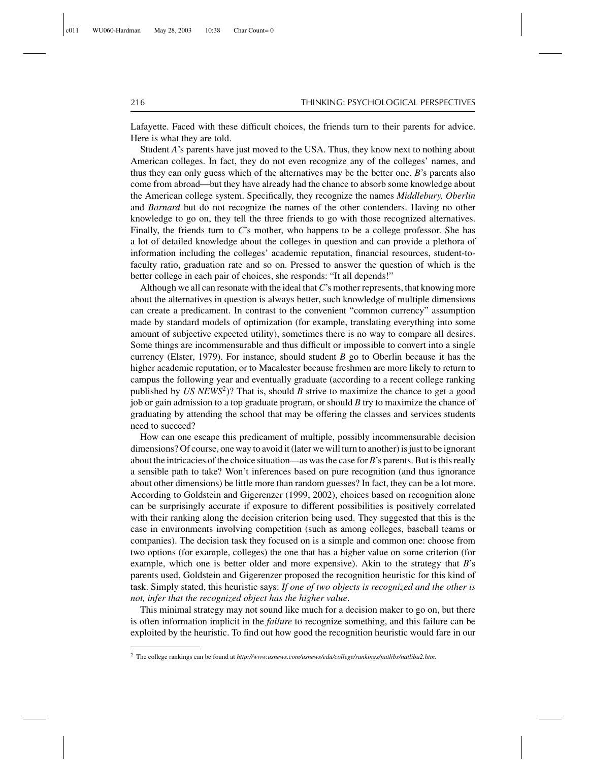Lafayette. Faced with these difficult choices, the friends turn to their parents for advice. Here is what they are told.

Student *A*'s parents have just moved to the USA. Thus, they know next to nothing about American colleges. In fact, they do not even recognize any of the colleges' names, and thus they can only guess which of the alternatives may be the better one. *B*'s parents also come from abroad—but they have already had the chance to absorb some knowledge about the American college system. Specifically, they recognize the names *Middlebury, Oberlin* and *Barnard* but do not recognize the names of the other contenders. Having no other knowledge to go on, they tell the three friends to go with those recognized alternatives. Finally, the friends turn to *C*'s mother, who happens to be a college professor. She has a lot of detailed knowledge about the colleges in question and can provide a plethora of information including the colleges' academic reputation, financial resources, student-to-faculty ratio, graduation rate and so on. Pressed to answer the question of which is the better college in each pair of choices, she responds: "It all depends!"

Although we all can resonate with the ideal that *C*'s mother represents, that knowing more about the alternatives in question is always better, such knowledge of multiple dimensions can create a predicament. In contrast to the convenient "common currency" assumption made by standard models of optimization (for example, translating everything into some amount of subjective expected utility), sometimes there is no way to compare all desires. Some things are incommensurable and thus difficult or impossible to convert into a single currency (Elster, 1979). For instance, should student *B* go to Oberlin because it has the higher academic reputation, or to Macalester because freshmen are more likely to return to campus the following year and eventually graduate (according to a recent college ranking published by *US NEWS*[2])? That is, should *B* strive to maximize the chance to get a good job or gain admission to a top graduate program, or should *B* try to maximize the chance of graduating by attending the school that may be offering the classes and services students need to succeed?

How can one escape this predicament of multiple, possibly incommensurable decision dimensions? Of course, one way to avoid it (later we will turn to another) is just to be ignorant about the intricacies of the choice situation—as was the case for *B*'s parents. But is this really a sensible path to take? Won't inferences based on pure recognition (and thus ignorance about other dimensions) be little more than random guesses? In fact, they can be a lot more. According to Goldstein and Gigerenzer (1999, 2002), choices based on recognition alone can be surprisingly accurate if exposure to different possibilities is positively correlated with their ranking along the decision criterion being used. They suggested that this is the case in environments involving competition (such as among colleges, baseball teams or companies). The decision task they focused on is a simple and common one: choose from two options (for example, colleges) the one that has a higher value on some criterion (for example, which one is better older and more expensive). Akin to the strategy that *B*'s parents used, Goldstein and Gigerenzer proposed the recognition heuristic for this kind of task. Simply stated, this heuristic says: *If one of two objects is recognized and the other is not, infer that the recognized object has the higher value*.

This minimal strategy may not sound like much for a decision maker to go on, but there is often information implicit in the *failure* to recognize something, and this failure can be exploited by the heuristic. To find out how good the recognition heuristic would fare in our

[2] The college rankings can be found at *http://www.usnews.com/usnews/edu/college/rankings/natlibs/natliba2.htm*.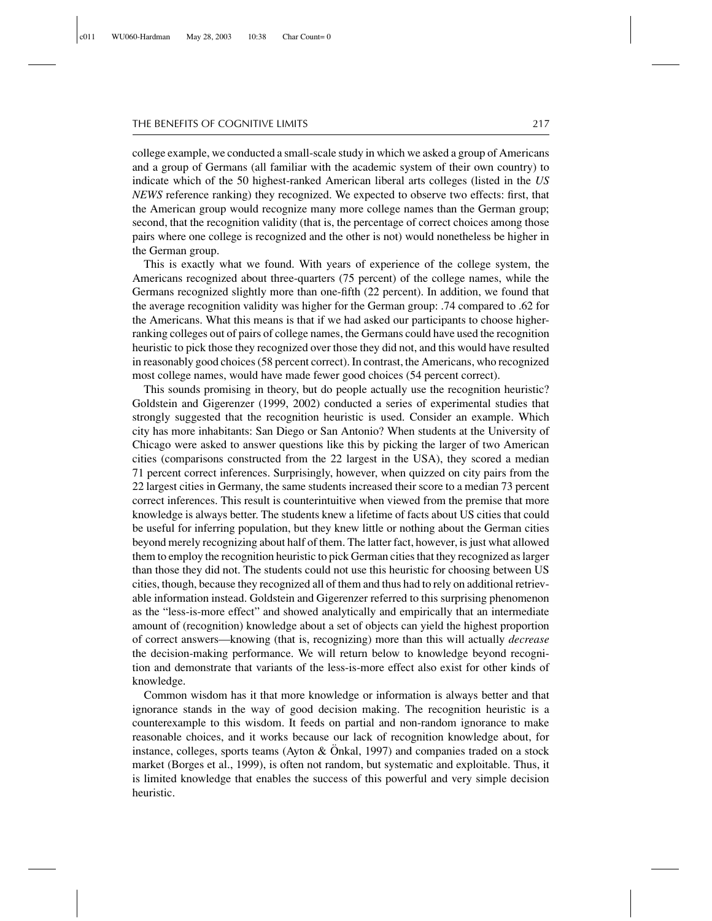college example, we conducted a small-scale study in which we asked a group of Americans and a group of Germans (all familiar with the academic system of their own country) to indicate which of the 50 highest-ranked American liberal arts colleges (listed in the *US NEWS* reference ranking) they recognized. We expected to observe two effects: first, that the American group would recognize many more college names than the German group; second, that the recognition validity (that is, the percentage of correct choices among those pairs where one college is recognized and the other is not) would nonetheless be higher in the German group.

This is exactly what we found. With years of experience of the college system, the Americans recognized about three-quarters (75 percent) of the college names, while the Germans recognized slightly more than one-fifth (22 percent). In addition, we found that the average recognition validity was higher for the German group: .74 compared to .62 for the Americans. What this means is that if we had asked our participants to choose higher-ranking colleges out of pairs of college names, the Germans could have used the recognition heuristic to pick those they recognized over those they did not, and this would have resulted in reasonably good choices (58 percent correct). In contrast, the Americans, who recognized most college names, would have made fewer good choices (54 percent correct).

This sounds promising in theory, but do people actually use the recognition heuristic? Goldstein and Gigerenzer (1999, 2002) conducted a series of experimental studies that strongly suggested that the recognition heuristic is used. Consider an example. Which city has more inhabitants: San Diego or San Antonio? When students at the University of Chicago were asked to answer questions like this by picking the larger of two American cities (comparisons constructed from the 22 largest in the USA), they scored a median 71 percent correct inferences. Surprisingly, however, when quizzed on city pairs from the 22 largest cities in Germany, the same students increased their score to a median 73 percent correct inferences. This result is counterintuitive when viewed from the premise that more knowledge is always better. The students knew a lifetime of facts about US cities that could be useful for inferring population, but they knew little or nothing about the German cities beyond merely recognizing about half of them. The latter fact, however, is just what allowed them to employ the recognition heuristic to pick German cities that they recognized as larger than those they did not. The students could not use this heuristic for choosing between US cities, though, because they recognized all of them and thus had to rely on additional retrievable information instead. Goldstein and Gigerenzer referred to this surprising phenomenon as the "less-is-more effect" and showed analytically and empirically that an intermediate amount of (recognition) knowledge about a set of objects can yield the highest proportion of correct answers—knowing (that is, recognizing) more than this will actually *decrease* the decision-making performance. We will return below to knowledge beyond recognition and demonstrate that variants of the less-is-more effect also exist for other kinds of knowledge.

Common wisdom has it that more knowledge or information is always better and that ignorance stands in the way of good decision making. The recognition heuristic is a counterexample to this wisdom. It feeds on partial and non-random ignorance to make reasonable choices, and it works because our lack of recognition knowledge about, for instance, colleges, sports teams (Ayton & Önkal, 1997) and companies traded on a stock market (Borges et al., 1999), is often not random, but systematic and exploitable. Thus, it is limited knowledge that enables the success of this powerful and very simple decision heuristic.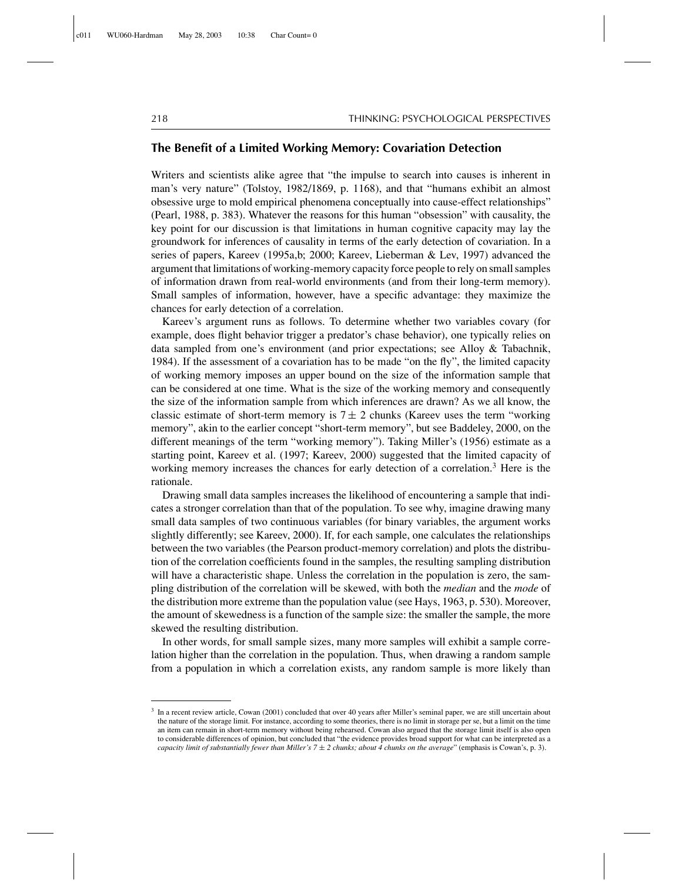## The Benefit of a Limited Working Memory: Covariation Detection

Writers and scientists alike agree that "the impulse to search into causes is inherent in man's very nature" (Tolstoy, 1982/1869, p. 1168), and that "humans exhibit an almost obsessive urge to mold empirical phenomena conceptually into cause-effect relationships" (Pearl, 1988, p. 383). Whatever the reasons for this human "obsession" with causality, the key point for our discussion is that limitations in human cognitive capacity may lay the groundwork for inferences of causality in terms of the early detection of covariation. In a series of papers, Kareev (1995a,b; 2000; Kareev, Lieberman & Lev, 1997) advanced the argument that limitations of working-memory capacity force people to rely on small samples of information drawn from real-world environments (and from their long-term memory). Small samples of information, however, have a specific advantage: they maximize the chances for early detection of a correlation.

Kareev's argument runs as follows. To determine whether two variables covary (for example, does flight behavior trigger a predator's chase behavior), one typically relies on data sampled from one's environment (and prior expectations; see Alloy & Tabachnik, 1984). If the assessment of a covariation has to be made "on the fly", the limited capacity of working memory imposes an upper bound on the size of the information sample that can be considered at one time. What is the size of the working memory and consequently the size of the information sample from which inferences are drawn? As we all know, the classic estimate of short-term memory is $7 \pm 2$ chunks (Kareev uses the term "working memory", akin to the earlier concept "short-term memory", but see Baddeley, 2000, on the different meanings of the term "working memory"). Taking Miller's (1956) estimate as a starting point, Kareev et al. (1997; Kareev, 2000) suggested that the limited capacity of working memory increases the chances for early detection of a correlation.[3] Here is the rationale.

Drawing small data samples increases the likelihood of encountering a sample that indicates a stronger correlation than that of the population. To see why, imagine drawing many small data samples of two continuous variables (for binary variables, the argument works slightly differently; see Kareev, 2000). If, for each sample, one calculates the relationships between the two variables (the Pearson product-memory correlation) and plots the distribution of the correlation coefficients found in the samples, the resulting sampling distribution will have a characteristic shape. Unless the correlation in the population is zero, the sampling distribution of the correlation will be skewed, with both the *median* and the *mode* of the distribution more extreme than the population value (see Hays, 1963, p. 530). Moreover, the amount of skewedness is a function of the sample size: the smaller the sample, the more skewed the resulting distribution.

In other words, for small sample sizes, many more samples will exhibit a sample correlation higher than the correlation in the population. Thus, when drawing a random sample from a population in which a correlation exists, any random sample is more likely than

---

[3] In a recent review article, Cowan (2001) concluded that over 40 years after Miller's seminal paper, we are still uncertain about the nature of the storage limit. For instance, according to some theories, there is no limit in storage per se, but a limit on the time an item can remain in short-term memory without being rehearsed. Cowan also argued that the storage limit itself is also open to considerable differences of opinion, but concluded that "the evidence provides broad support for what can be interpreted as a *capacity limit of substantially fewer than Miller's $7 \pm 2$ chunks; about 4 chunks on the average*" (emphasis is Cowan's, p. 3).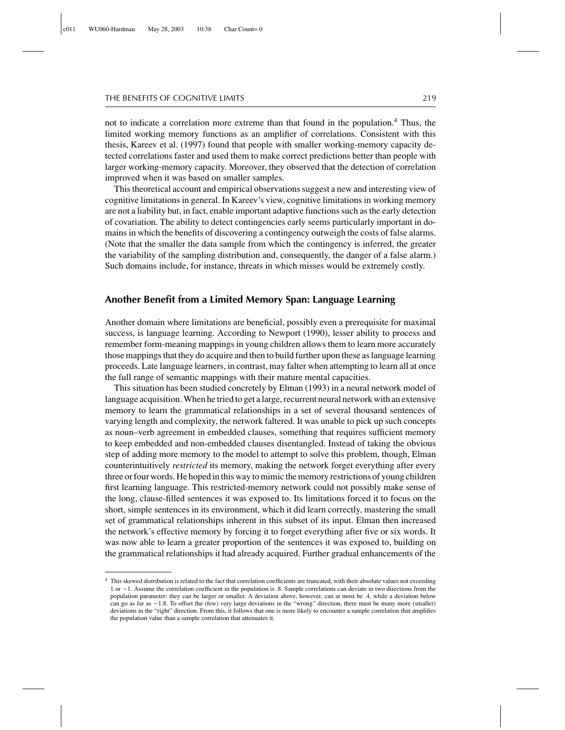not to indicate a correlation more extreme than that found in the population.[4] Thus, the limited working memory functions as an amplifier of correlations. Consistent with this thesis, Kareev et al. (1997) found that people with smaller working-memory capacity detected correlations faster and used them to make correct predictions better than people with larger working-memory capacity. Moreover, they observed that the detection of correlation improved when it was based on smaller samples.

This theoretical account and empirical observations suggest a new and interesting view of cognitive limitations in general. In Kareev's view, cognitive limitations in working memory are not a liability but, in fact, enable important adaptive functions such as the early detection of covariation. The ability to detect contingencies early seems particularly important in domains in which the benefits of discovering a contingency outweigh the costs of false alarms. (Note that the smaller the data sample from which the contingency is inferred, the greater the variability of the sampling distribution and, consequently, the danger of a false alarm.) Such domains include, for instance, threats in which misses would be extremely costly.

## Another Benefit from a Limited Memory Span: Language Learning

Another domain where limitations are beneficial, possibly even a prerequisite for maximal success, is language learning. According to Newport (1990), lesser ability to process and remember form-meaning mappings in young children allows them to learn more accurately those mappings that they do acquire and then to build further upon these as language learning proceeds. Late language learners, in contrast, may falter when attempting to learn all at once the full range of semantic mappings with their mature mental capacities.

This situation has been studied concretely by Elman (1993) in a neural network model of language acquisition. When he tried to get a large, recurrent neural network with an extensive memory to learn the grammatical relationships in a set of several thousand sentences of varying length and complexity, the network faltered. It was unable to pick up such concepts as noun–verb agreement in embedded clauses, something that requires sufficient memory to keep embedded and non-embedded clauses disentangled. Instead of taking the obvious step of adding more memory to the model to attempt to solve this problem, though, Elman counterintuitively *restricted* its memory, making the network forget everything after every three or four words. He hoped in this way to mimic the memory restrictions of young children first learning language. This restricted-memory network could not possibly make sense of the long, clause-filled sentences it was exposed to. Its limitations forced it to focus on the short, simple sentences in its environment, which it did learn correctly, mastering the small set of grammatical relationships inherent in this subset of its input. Elman then increased the network's effective memory by forcing it to forget everything after five or six words. It was now able to learn a greater proportion of the sentences it was exposed to, building on the grammatical relationships it had already acquired. Further gradual enhancements of the

---

[4] This skewed distribution is related to the fact that correlation coefficients are truncated, with their absolute values not exceeding 1 or −1. Assume the correlation coefficient in the population is .8. Sample correlations can deviate in two directions from the population parameter: they can be larger or smaller. A deviation above, however, can at most be .4, while a deviation below can go as far as −1.8. To offset the (few) very large deviations in the "wrong" direction, there must be many more (smaller) deviations in the "right" direction. From this, it follows that one is more likely to encounter a sample correlation that amplifies the population value than a sample correlation that attenuates it.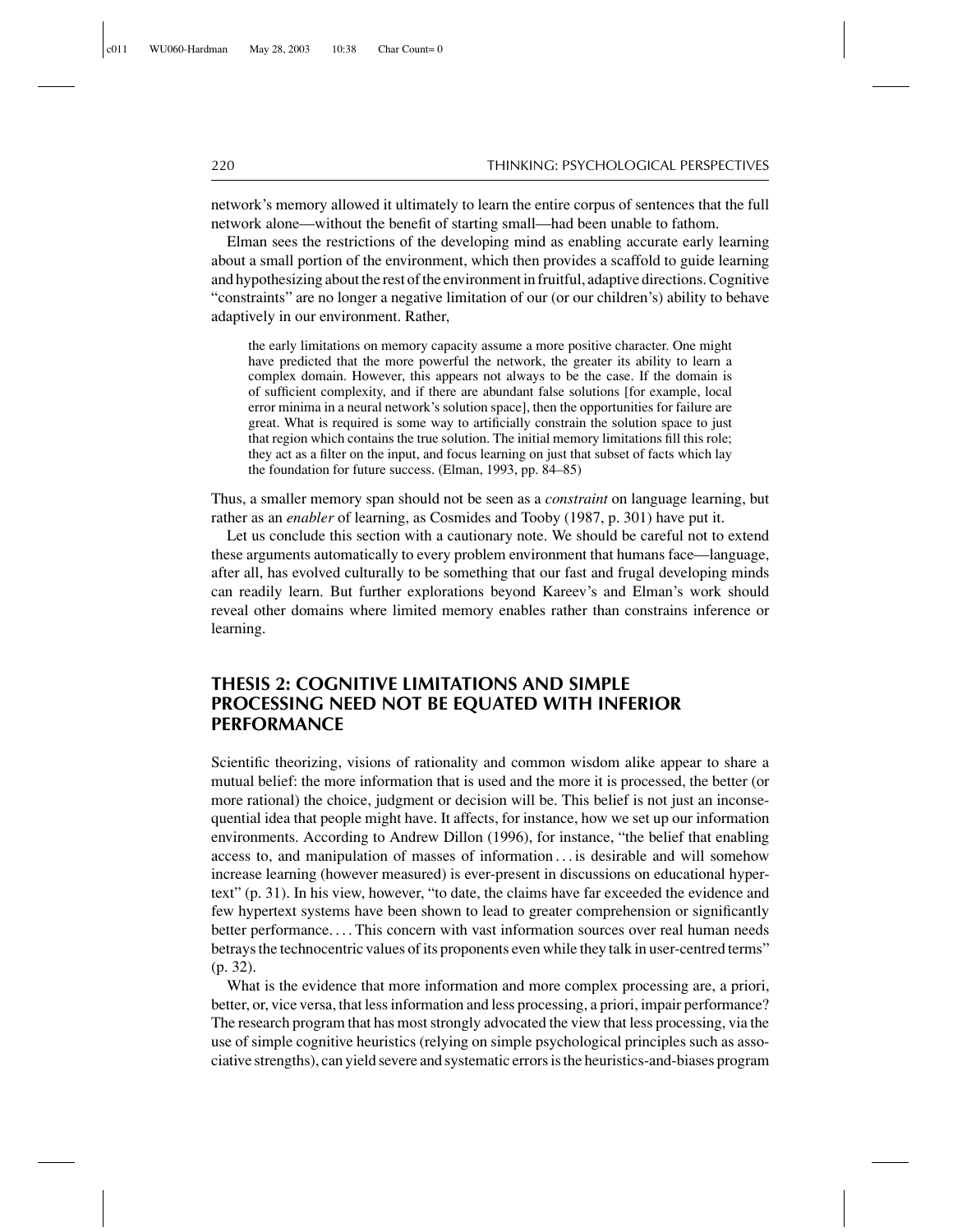network's memory allowed it ultimately to learn the entire corpus of sentences that the full network alone—without the benefit of starting small—had been unable to fathom.

Elman sees the restrictions of the developing mind as enabling accurate early learning about a small portion of the environment, which then provides a scaffold to guide learning and hypothesizing about the rest of the environment in fruitful, adaptive directions. Cognitive "constraints" are no longer a negative limitation of our (or our children's) ability to behave adaptively in our environment. Rather,

> the early limitations on memory capacity assume a more positive character. One might have predicted that the more powerful the network, the greater its ability to learn a complex domain. However, this appears not always to be the case. If the domain is of sufficient complexity, and if there are abundant false solutions [for example, local error minima in a neural network's solution space], then the opportunities for failure are great. What is required is some way to artificially constrain the solution space to just that region which contains the true solution. The initial memory limitations fill this role; they act as a filter on the input, and focus learning on just that subset of facts which lay the foundation for future success. (Elman, 1993, pp. 84–85)

Thus, a smaller memory span should not be seen as a *constraint* on language learning, but rather as an *enabler* of learning, as Cosmides and Tooby (1987, p. 301) have put it.

Let us conclude this section with a cautionary note. We should be careful not to extend these arguments automatically to every problem environment that humans face—language, after all, has evolved culturally to be something that our fast and frugal developing minds can readily learn. But further explorations beyond Kareev's and Elman's work should reveal other domains where limited memory enables rather than constrains inference or learning.

## THESIS 2: COGNITIVE LIMITATIONS AND SIMPLE PROCESSING NEED NOT BE EQUATED WITH INFERIOR PERFORMANCE

Scientific theorizing, visions of rationality and common wisdom alike appear to share a mutual belief: the more information that is used and the more it is processed, the better (or more rational) the choice, judgment or decision will be. This belief is not just an inconsequential idea that people might have. It affects, for instance, how we set up our information environments. According to Andrew Dillon (1996), for instance, "the belief that enabling access to, and manipulation of masses of information . . . is desirable and will somehow increase learning (however measured) is ever-present in discussions on educational hypertext" (p. 31). In his view, however, "to date, the claims have far exceeded the evidence and few hypertext systems have been shown to lead to greater comprehension or significantly better performance. . . . This concern with vast information sources over real human needs betrays the technocentric values of its proponents even while they talk in user-centred terms" (p. 32).

What is the evidence that more information and more complex processing are, a priori, better, or, vice versa, that less information and less processing, a priori, impair performance? The research program that has most strongly advocated the view that less processing, via the use of simple cognitive heuristics (relying on simple psychological principles such as associative strengths), can yield severe and systematic errors is the heuristics-and-biases program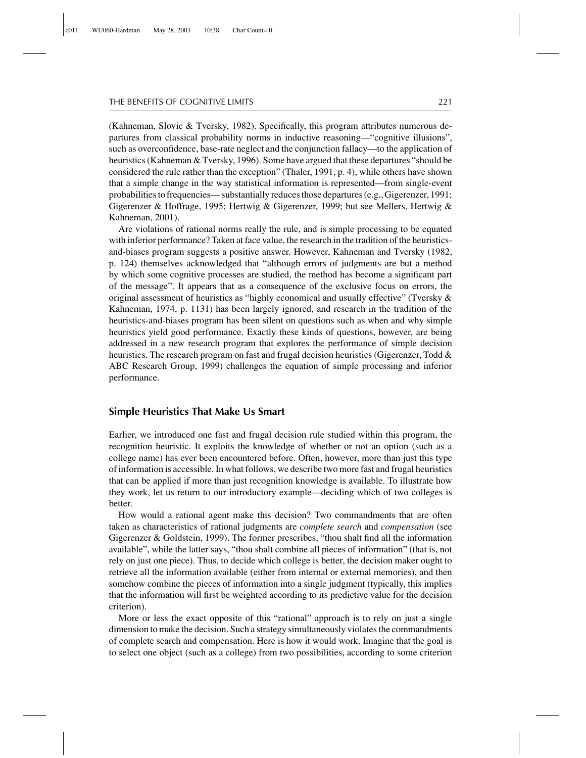(Kahneman, Slovic & Tversky, 1982). Specifically, this program attributes numerous departures from classical probability norms in inductive reasoning—"cognitive illusions", such as overconfidence, base-rate neglect and the conjunction fallacy—to the application of heuristics (Kahneman & Tversky, 1996). Some have argued that these departures "should be considered the rule rather than the exception" (Thaler, 1991, p. 4), while others have shown that a simple change in the way statistical information is represented—from single-event probabilities to frequencies—substantially reduces those departures (e.g., Gigerenzer, 1991; Gigerenzer & Hoffrage, 1995; Hertwig & Gigerenzer, 1999; but see Mellers, Hertwig & Kahneman, 2001).

Are violations of rational norms really the rule, and is simple processing to be equated with inferior performance? Taken at face value, the research in the tradition of the heuristics-and-biases program suggests a positive answer. However, Kahneman and Tversky (1982, p. 124) themselves acknowledged that "although errors of judgments are but a method by which some cognitive processes are studied, the method has become a significant part of the message". It appears that as a consequence of the exclusive focus on errors, the original assessment of heuristics as "highly economical and usually effective" (Tversky & Kahneman, 1974, p. 1131) has been largely ignored, and research in the tradition of the heuristics-and-biases program has been silent on questions such as when and why simple heuristics yield good performance. Exactly these kinds of questions, however, are being addressed in a new research program that explores the performance of simple decision heuristics. The research program on fast and frugal decision heuristics (Gigerenzer, Todd & ABC Research Group, 1999) challenges the equation of simple processing and inferior performance.

## Simple Heuristics That Make Us Smart

Earlier, we introduced one fast and frugal decision rule studied within this program, the recognition heuristic. It exploits the knowledge of whether or not an option (such as a college name) has ever been encountered before. Often, however, more than just this type of information is accessible. In what follows, we describe two more fast and frugal heuristics that can be applied if more than just recognition knowledge is available. To illustrate how they work, let us return to our introductory example—deciding which of two colleges is better.

How would a rational agent make this decision? Two commandments that are often taken as characteristics of rational judgments are *complete search* and *compensation* (see Gigerenzer & Goldstein, 1999). The former prescribes, "thou shalt find all the information available", while the latter says, "thou shalt combine all pieces of information" (that is, not rely on just one piece). Thus, to decide which college is better, the decision maker ought to retrieve all the information available (either from internal or external memories), and then somehow combine the pieces of information into a single judgment (typically, this implies that the information will first be weighted according to its predictive value for the decision criterion).

More or less the exact opposite of this "rational" approach is to rely on just a single dimension to make the decision. Such a strategy simultaneously violates the commandments of complete search and compensation. Here is how it would work. Imagine that the goal is to select one object (such as a college) from two possibilities, according to some criterion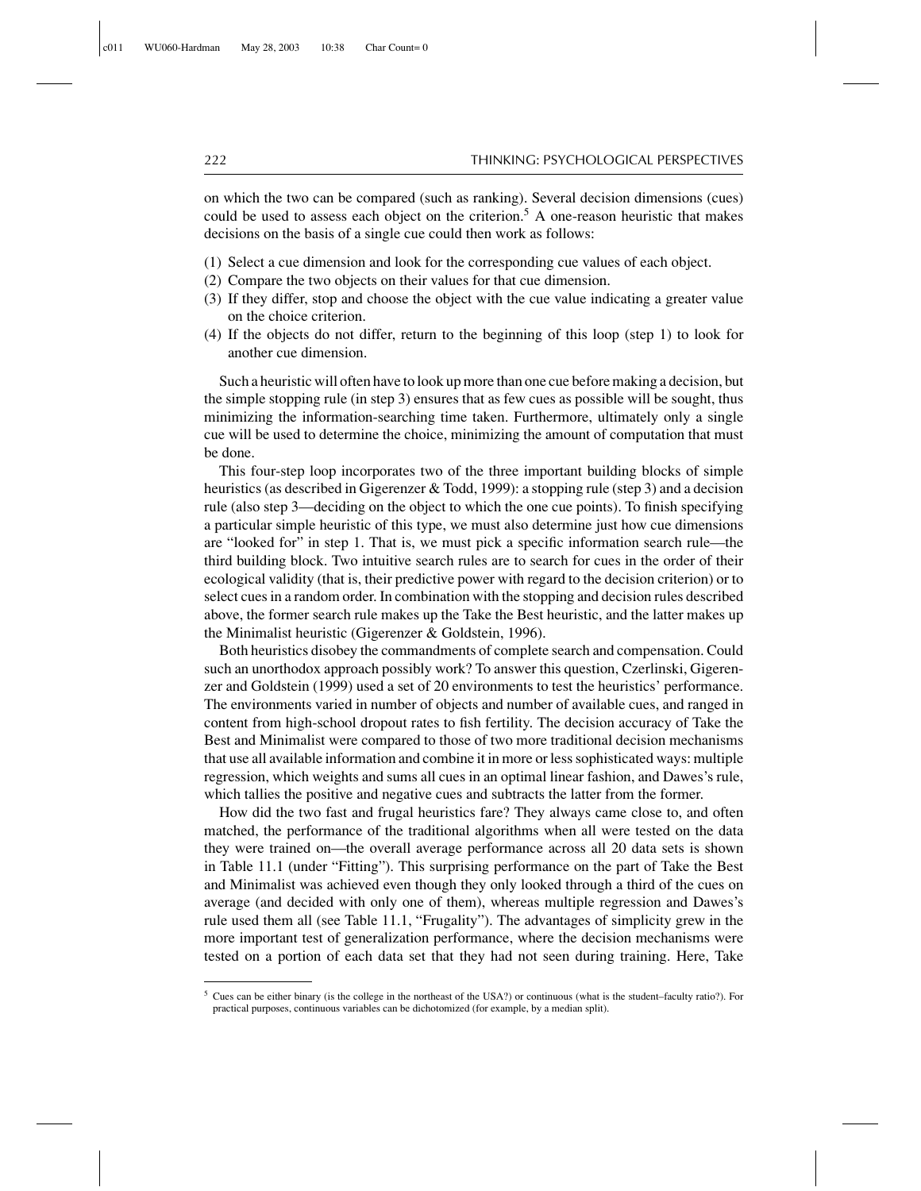on which the two can be compared (such as ranking). Several decision dimensions (cues) could be used to assess each object on the criterion.[5] A one-reason heuristic that makes decisions on the basis of a single cue could then work as follows:

(1) Select a cue dimension and look for the corresponding cue values of each object.
(2) Compare the two objects on their values for that cue dimension.
(3) If they differ, stop and choose the object with the cue value indicating a greater value on the choice criterion.
(4) If the objects do not differ, return to the beginning of this loop (step 1) to look for another cue dimension.

Such a heuristic will often have to look up more than one cue before making a decision, but the simple stopping rule (in step 3) ensures that as few cues as possible will be sought, thus minimizing the information-searching time taken. Furthermore, ultimately only a single cue will be used to determine the choice, minimizing the amount of computation that must be done.

This four-step loop incorporates two of the three important building blocks of simple heuristics (as described in Gigerenzer & Todd, 1999): a stopping rule (step 3) and a decision rule (also step 3—deciding on the object to which the one cue points). To finish specifying a particular simple heuristic of this type, we must also determine just how cue dimensions are "looked for" in step 1. That is, we must pick a specific information search rule—the third building block. Two intuitive search rules are to search for cues in the order of their ecological validity (that is, their predictive power with regard to the decision criterion) or to select cues in a random order. In combination with the stopping and decision rules described above, the former search rule makes up the Take the Best heuristic, and the latter makes up the Minimalist heuristic (Gigerenzer & Goldstein, 1996).

Both heuristics disobey the commandments of complete search and compensation. Could such an unorthodox approach possibly work? To answer this question, Czerlinski, Gigerenzer and Goldstein (1999) used a set of 20 environments to test the heuristics' performance. The environments varied in number of objects and number of available cues, and ranged in content from high-school dropout rates to fish fertility. The decision accuracy of Take the Best and Minimalist were compared to those of two more traditional decision mechanisms that use all available information and combine it in more or less sophisticated ways: multiple regression, which weights and sums all cues in an optimal linear fashion, and Dawes's rule, which tallies the positive and negative cues and subtracts the latter from the former.

How did the two fast and frugal heuristics fare? They always came close to, and often matched, the performance of the traditional algorithms when all were tested on the data they were trained on—the overall average performance across all 20 data sets is shown in Table 11.1 (under "Fitting"). This surprising performance on the part of Take the Best and Minimalist was achieved even though they only looked through a third of the cues on average (and decided with only one of them), whereas multiple regression and Dawes's rule used them all (see Table 11.1, "Frugality"). The advantages of simplicity grew in the more important test of generalization performance, where the decision mechanisms were tested on a portion of each data set that they had not seen during training. Here, Take

[5] Cues can be either binary (is the college in the northeast of the USA?) or continuous (what is the student–faculty ratio?). For practical purposes, continuous variables can be dichotomized (for example, by a median split).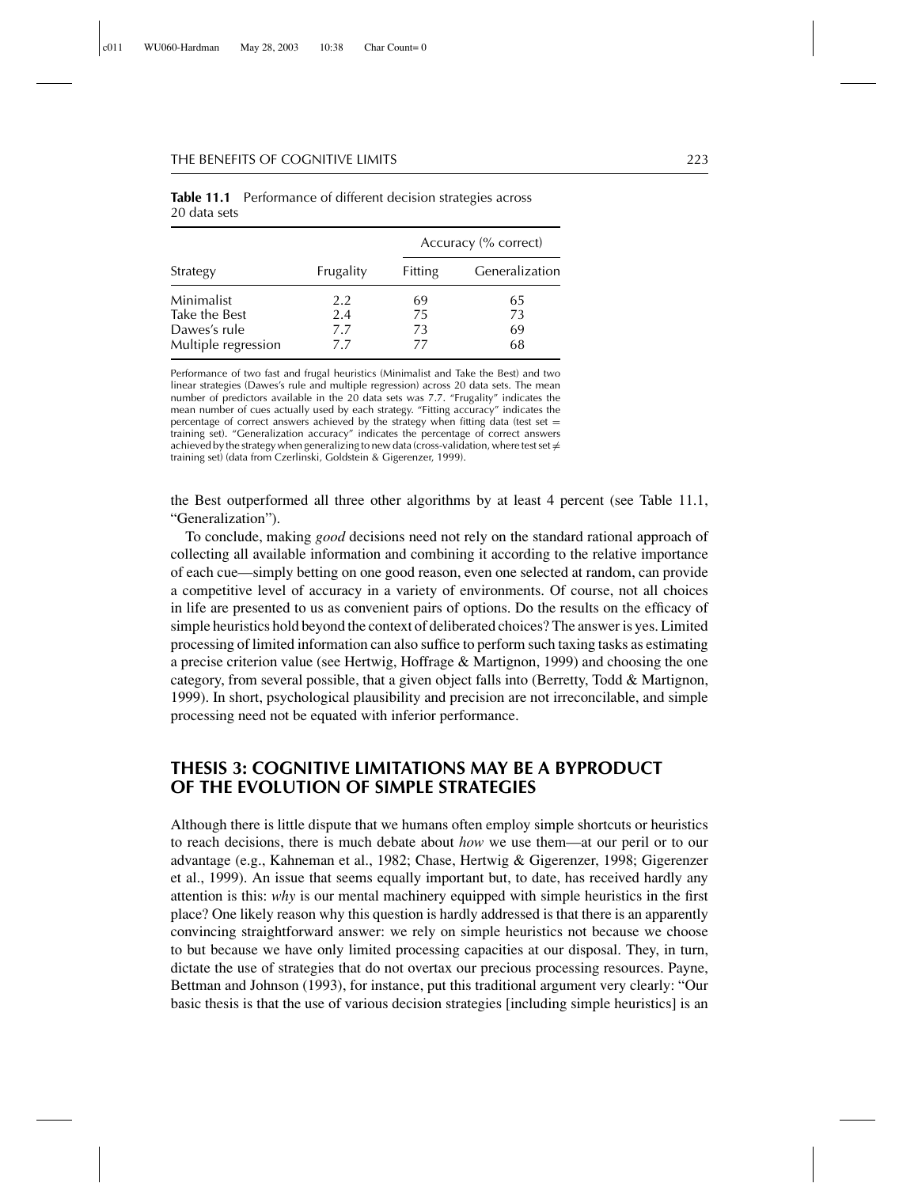**Table 11.1** Performance of different decision strategies across 20 data sets

| Strategy | Frugality | Accuracy (% correct) | |
|---|---|---|---|
| | | Fitting | Generalization |
| Minimalist | 2.2 | 69 | 65 |
| Take the Best | 2.4 | 75 | 73 |
| Dawes's rule | 7.7 | 73 | 69 |
| Multiple regression | 7.7 | 77 | 68 |

Performance of two fast and frugal heuristics (Minimalist and Take the Best) and two linear strategies (Dawes's rule and multiple regression) across 20 data sets. The mean number of predictors available in the 20 data sets was 7.7. "Frugality" indicates the mean number of cues actually used by each strategy. "Fitting accuracy" indicates the percentage of correct answers achieved by the strategy when fitting data (test set = training set). "Generalization accuracy" indicates the percentage of correct answers achieved by the strategy when generalizing to new data (cross-validation, where test set ≠ training set) (data from Czerlinski, Goldstein & Gigerenzer, 1999).

the Best outperformed all three other algorithms by at least 4 percent (see Table 11.1, "Generalization").

To conclude, making *good* decisions need not rely on the standard rational approach of collecting all available information and combining it according to the relative importance of each cue—simply betting on one good reason, even one selected at random, can provide a competitive level of accuracy in a variety of environments. Of course, not all choices in life are presented to us as convenient pairs of options. Do the results on the efficacy of simple heuristics hold beyond the context of deliberated choices? The answer is yes. Limited processing of limited information can also suffice to perform such taxing tasks as estimating a precise criterion value (see Hertwig, Hoffrage & Martignon, 1999) and choosing the one category, from several possible, that a given object falls into (Berretty, Todd & Martignon, 1999). In short, psychological plausibility and precision are not irreconcilable, and simple processing need not be equated with inferior performance.

## THESIS 3: COGNITIVE LIMITATIONS MAY BE A BYPRODUCT OF THE EVOLUTION OF SIMPLE STRATEGIES

Although there is little dispute that we humans often employ simple shortcuts or heuristics to reach decisions, there is much debate about *how* we use them—at our peril or to our advantage (e.g., Kahneman et al., 1982; Chase, Hertwig & Gigerenzer, 1998; Gigerenzer et al., 1999). An issue that seems equally important but, to date, has received hardly any attention is this: *why* is our mental machinery equipped with simple heuristics in the first place? One likely reason why this question is hardly addressed is that there is an apparently convincing straightforward answer: we rely on simple heuristics not because we choose to but because we have only limited processing capacities at our disposal. They, in turn, dictate the use of strategies that do not overtax our precious processing resources. Payne, Bettman and Johnson (1993), for instance, put this traditional argument very clearly: "Our basic thesis is that the use of various decision strategies [including simple heuristics] is an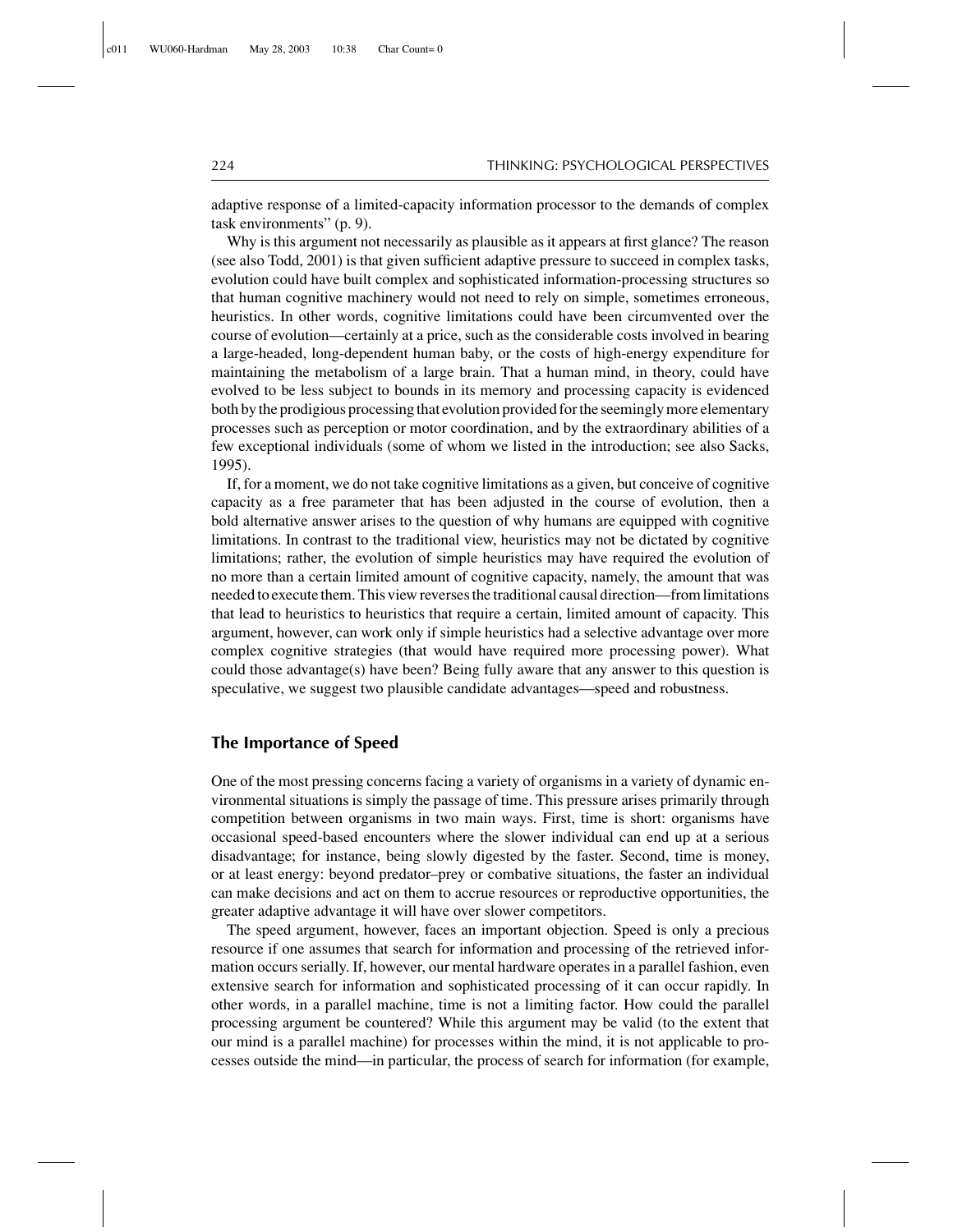adaptive response of a limited-capacity information processor to the demands of complex task environments" (p. 9).

Why is this argument not necessarily as plausible as it appears at first glance? The reason (see also Todd, 2001) is that given sufficient adaptive pressure to succeed in complex tasks, evolution could have built complex and sophisticated information-processing structures so that human cognitive machinery would not need to rely on simple, sometimes erroneous, heuristics. In other words, cognitive limitations could have been circumvented over the course of evolution—certainly at a price, such as the considerable costs involved in bearing a large-headed, long-dependent human baby, or the costs of high-energy expenditure for maintaining the metabolism of a large brain. That a human mind, in theory, could have evolved to be less subject to bounds in its memory and processing capacity is evidenced both by the prodigious processing that evolution provided for the seemingly more elementary processes such as perception or motor coordination, and by the extraordinary abilities of a few exceptional individuals (some of whom we listed in the introduction; see also Sacks, 1995).

If, for a moment, we do not take cognitive limitations as a given, but conceive of cognitive capacity as a free parameter that has been adjusted in the course of evolution, then a bold alternative answer arises to the question of why humans are equipped with cognitive limitations. In contrast to the traditional view, heuristics may not be dictated by cognitive limitations; rather, the evolution of simple heuristics may have required the evolution of no more than a certain limited amount of cognitive capacity, namely, the amount that was needed to execute them. This view reverses the traditional causal direction—from limitations that lead to heuristics to heuristics that require a certain, limited amount of capacity. This argument, however, can work only if simple heuristics had a selective advantage over more complex cognitive strategies (that would have required more processing power). What could those advantage(s) have been? Being fully aware that any answer to this question is speculative, we suggest two plausible candidate advantages—speed and robustness.

## The Importance of Speed

One of the most pressing concerns facing a variety of organisms in a variety of dynamic environmental situations is simply the passage of time. This pressure arises primarily through competition between organisms in two main ways. First, time is short: organisms have occasional speed-based encounters where the slower individual can end up at a serious disadvantage; for instance, being slowly digested by the faster. Second, time is money, or at least energy: beyond predator–prey or combative situations, the faster an individual can make decisions and act on them to accrue resources or reproductive opportunities, the greater adaptive advantage it will have over slower competitors.

The speed argument, however, faces an important objection. Speed is only a precious resource if one assumes that search for information and processing of the retrieved information occurs serially. If, however, our mental hardware operates in a parallel fashion, even extensive search for information and sophisticated processing of it can occur rapidly. In other words, in a parallel machine, time is not a limiting factor. How could the parallel processing argument be countered? While this argument may be valid (to the extent that our mind is a parallel machine) for processes within the mind, it is not applicable to processes outside the mind—in particular, the process of search for information (for example,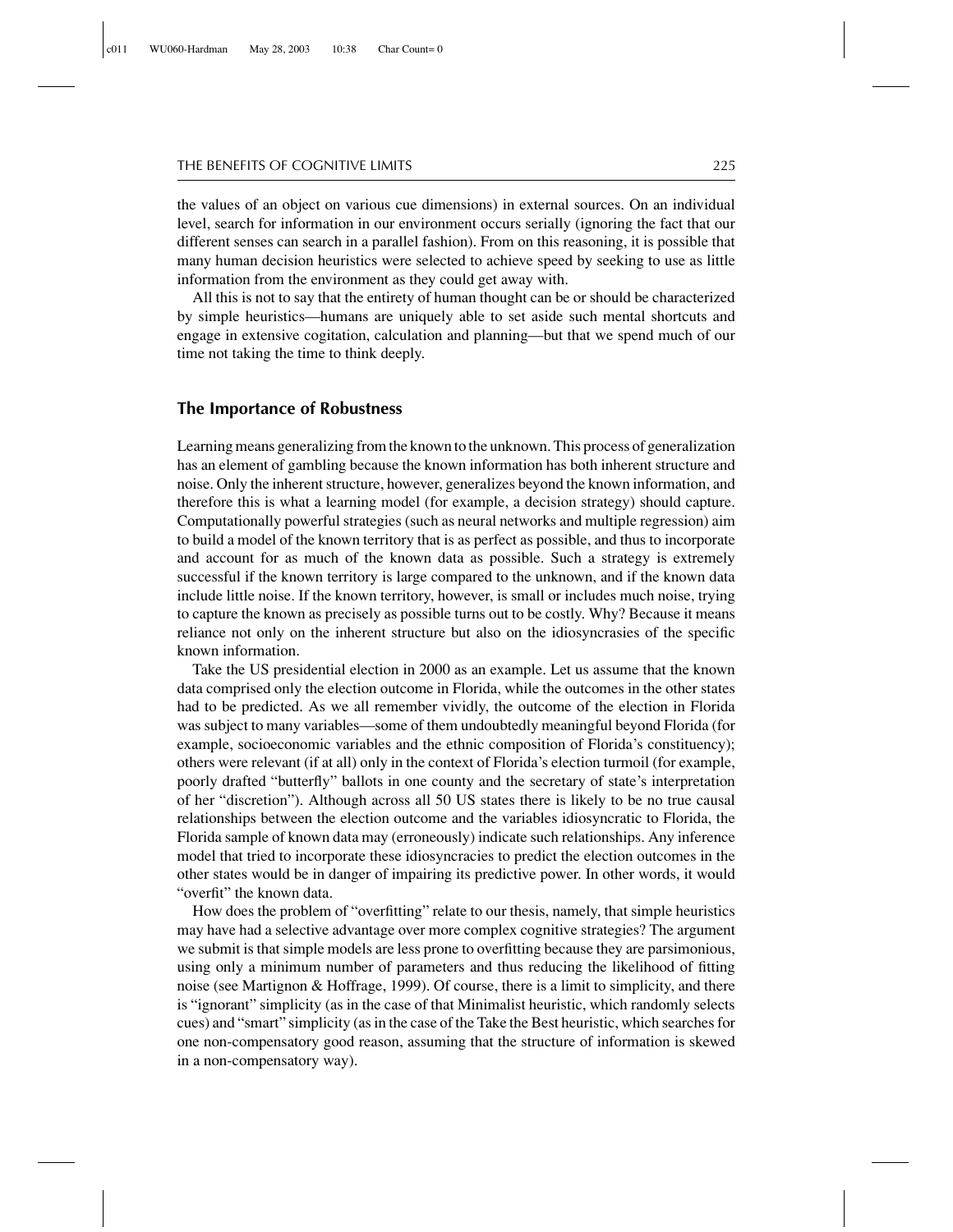the values of an object on various cue dimensions) in external sources. On an individual level, search for information in our environment occurs serially (ignoring the fact that our different senses can search in a parallel fashion). From on this reasoning, it is possible that many human decision heuristics were selected to achieve speed by seeking to use as little information from the environment as they could get away with.

All this is not to say that the entirety of human thought can be or should be characterized by simple heuristics—humans are uniquely able to set aside such mental shortcuts and engage in extensive cogitation, calculation and planning—but that we spend much of our time not taking the time to think deeply.

## The Importance of Robustness

Learning means generalizing from the known to the unknown. This process of generalization has an element of gambling because the known information has both inherent structure and noise. Only the inherent structure, however, generalizes beyond the known information, and therefore this is what a learning model (for example, a decision strategy) should capture. Computationally powerful strategies (such as neural networks and multiple regression) aim to build a model of the known territory that is as perfect as possible, and thus to incorporate and account for as much of the known data as possible. Such a strategy is extremely successful if the known territory is large compared to the unknown, and if the known data include little noise. If the known territory, however, is small or includes much noise, trying to capture the known as precisely as possible turns out to be costly. Why? Because it means reliance not only on the inherent structure but also on the idiosyncrasies of the specific known information.

Take the US presidential election in 2000 as an example. Let us assume that the known data comprised only the election outcome in Florida, while the outcomes in the other states had to be predicted. As we all remember vividly, the outcome of the election in Florida was subject to many variables—some of them undoubtedly meaningful beyond Florida (for example, socioeconomic variables and the ethnic composition of Florida's constituency); others were relevant (if at all) only in the context of Florida's election turmoil (for example, poorly drafted "butterfly" ballots in one county and the secretary of state's interpretation of her "discretion"). Although across all 50 US states there is likely to be no true causal relationships between the election outcome and the variables idiosyncratic to Florida, the Florida sample of known data may (erroneously) indicate such relationships. Any inference model that tried to incorporate these idiosyncracies to predict the election outcomes in the other states would be in danger of impairing its predictive power. In other words, it would "overfit" the known data.

How does the problem of "overfitting" relate to our thesis, namely, that simple heuristics may have had a selective advantage over more complex cognitive strategies? The argument we submit is that simple models are less prone to overfitting because they are parsimonious, using only a minimum number of parameters and thus reducing the likelihood of fitting noise (see Martignon & Hoffrage, 1999). Of course, there is a limit to simplicity, and there is "ignorant" simplicity (as in the case of that Minimalist heuristic, which randomly selects cues) and "smart" simplicity (as in the case of the Take the Best heuristic, which searches for one non-compensatory good reason, assuming that the structure of information is skewed in a non-compensatory way).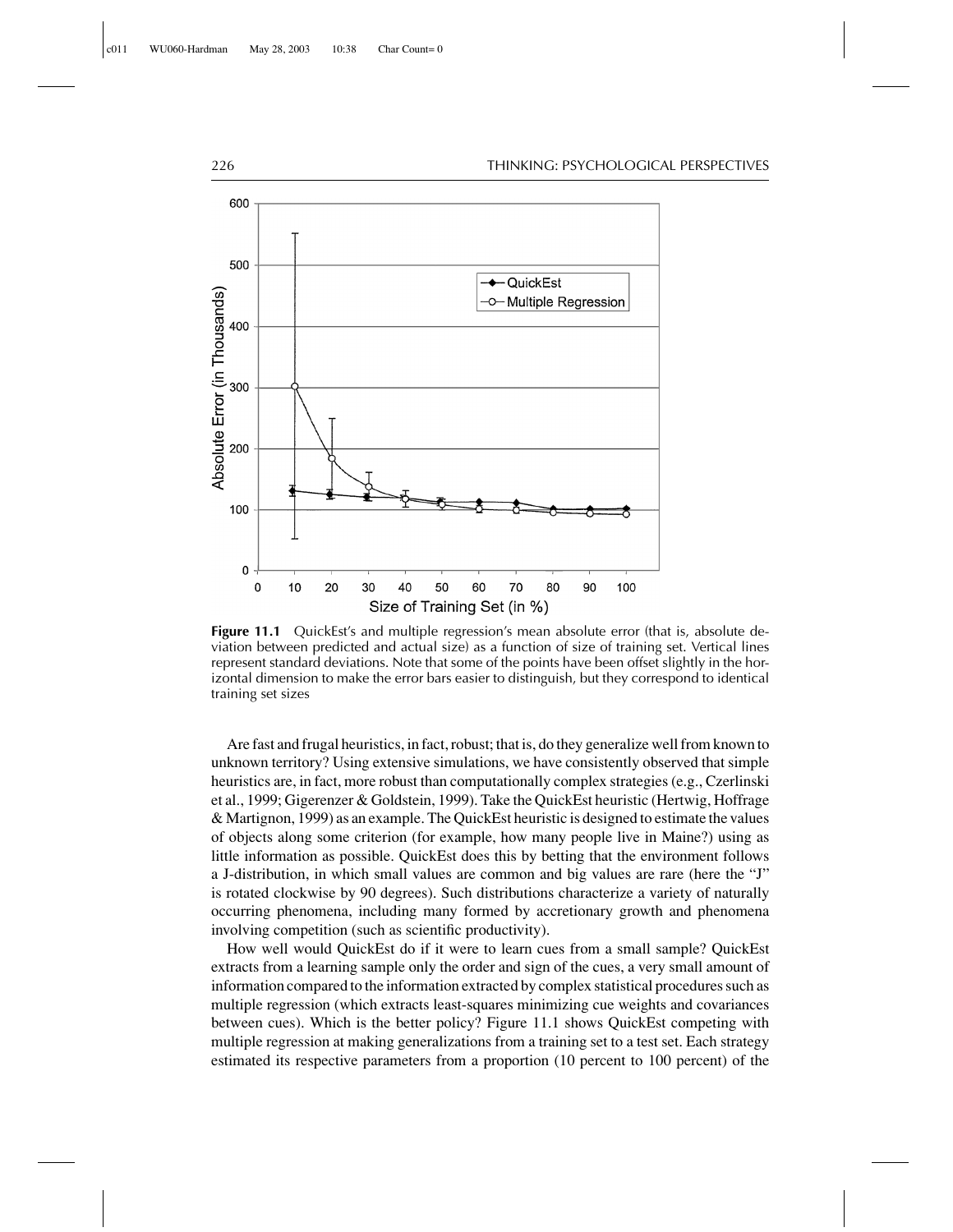Figure 11.1 QuickEst's and multiple regression's mean absolute error (that is, absolute deviation between predicted and actual size) as a function of size of training set. Vertical lines represent standard deviations. Note that some of the points have been offset slightly in the horizontal dimension to make the error bars easier to distinguish, but they correspond to identical training set sizes

Are fast and frugal heuristics, in fact, robust; that is, do they generalize well from known to unknown territory? Using extensive simulations, we have consistently observed that simple heuristics are, in fact, more robust than computationally complex strategies (e.g., Czerlinski et al., 1999; Gigerenzer & Goldstein, 1999). Take the QuickEst heuristic (Hertwig, Hoffrage & Martignon, 1999) as an example. The QuickEst heuristic is designed to estimate the values of objects along some criterion (for example, how many people live in Maine?) using as little information as possible. QuickEst does this by betting that the environment follows a J-distribution, in which small values are common and big values are rare (here the "J" is rotated clockwise by 90 degrees). Such distributions characterize a variety of naturally occurring phenomena, including many formed by accretionary growth and phenomena involving competition (such as scientific productivity).

How well would QuickEst do if it were to learn cues from a small sample? QuickEst extracts from a learning sample only the order and sign of the cues, a very small amount of information compared to the information extracted by complex statistical procedures such as multiple regression (which extracts least-squares minimizing cue weights and covariances between cues). Which is the better policy? Figure 11.1 shows QuickEst competing with multiple regression at making generalizations from a training set to a test set. Each strategy estimated its respective parameters from a proportion (10 percent to 100 percent) of the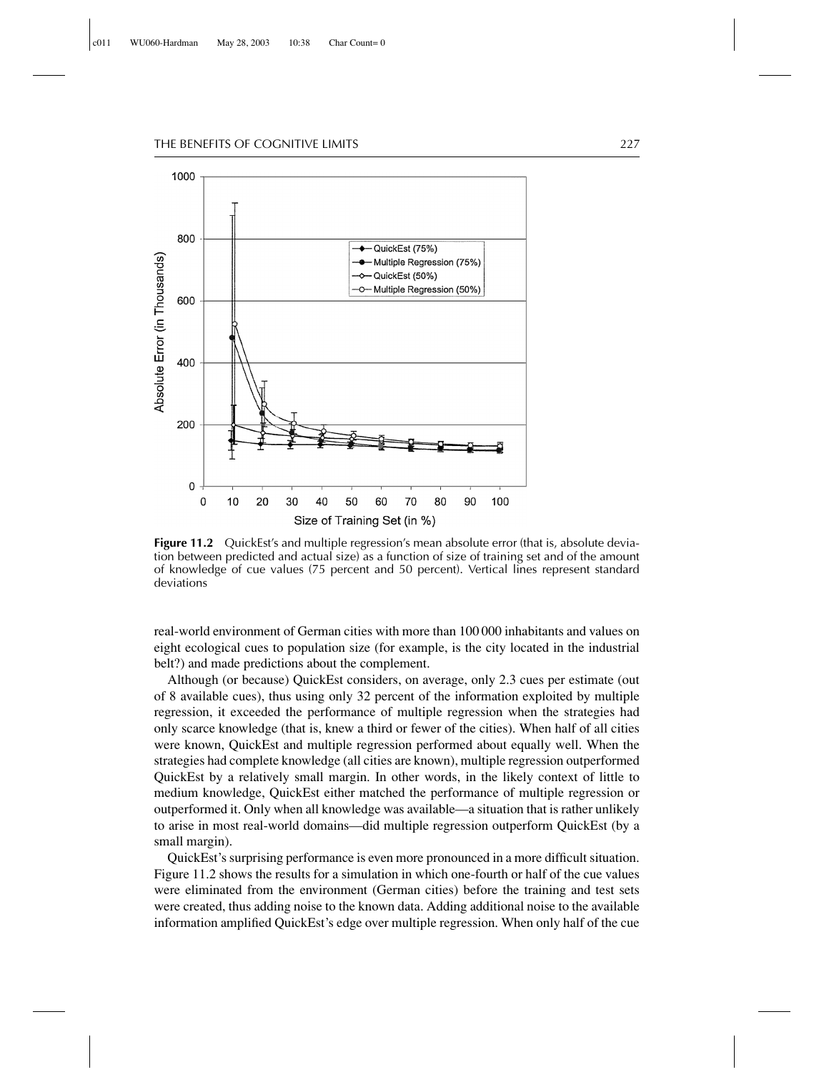**Figure 11.2** QuickEst's and multiple regression's mean absolute error (that is, absolute deviation between predicted and actual size) as a function of size of training set and of the amount of knowledge of cue values (75 percent and 50 percent). Vertical lines represent standard deviations

real-world environment of German cities with more than 100 000 inhabitants and values on eight ecological cues to population size (for example, is the city located in the industrial belt?) and made predictions about the complement.

Although (or because) QuickEst considers, on average, only 2.3 cues per estimate (out of 8 available cues), thus using only 32 percent of the information exploited by multiple regression, it exceeded the performance of multiple regression when the strategies had only scarce knowledge (that is, knew a third or fewer of the cities). When half of all cities were known, QuickEst and multiple regression performed about equally well. When the strategies had complete knowledge (all cities are known), multiple regression outperformed QuickEst by a relatively small margin. In other words, in the likely context of little to medium knowledge, QuickEst either matched the performance of multiple regression or outperformed it. Only when all knowledge was available—a situation that is rather unlikely to arise in most real-world domains—did multiple regression outperform QuickEst (by a small margin).

QuickEst's surprising performance is even more pronounced in a more difficult situation. Figure 11.2 shows the results for a simulation in which one-fourth or half of the cue values were eliminated from the environment (German cities) before the training and test sets were created, thus adding noise to the known data. Adding additional noise to the available information amplified QuickEst's edge over multiple regression. When only half of the cue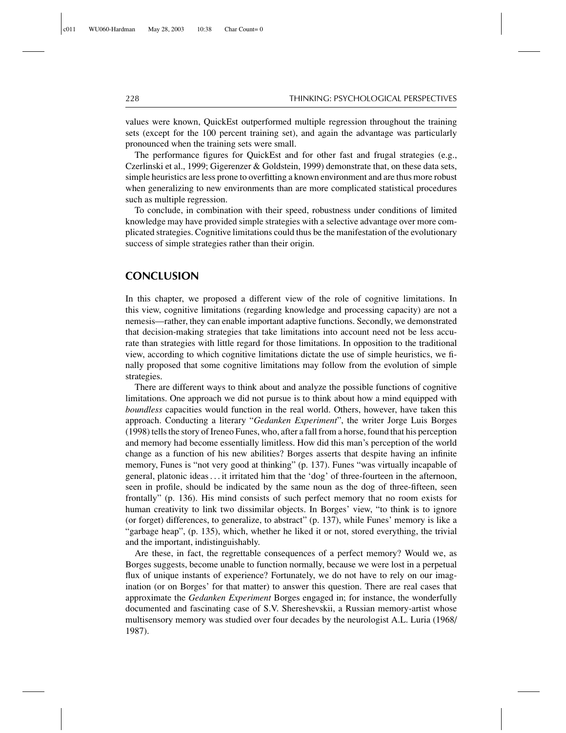values were known, QuickEst outperformed multiple regression throughout the training sets (except for the 100 percent training set), and again the advantage was particularly pronounced when the training sets were small.

The performance figures for QuickEst and for other fast and frugal strategies (e.g., Czerlinski et al., 1999; Gigerenzer & Goldstein, 1999) demonstrate that, on these data sets, simple heuristics are less prone to overfitting a known environment and are thus more robust when generalizing to new environments than are more complicated statistical procedures such as multiple regression.

To conclude, in combination with their speed, robustness under conditions of limited knowledge may have provided simple strategies with a selective advantage over more complicated strategies. Cognitive limitations could thus be the manifestation of the evolutionary success of simple strategies rather than their origin.

## CONCLUSION

In this chapter, we proposed a different view of the role of cognitive limitations. In this view, cognitive limitations (regarding knowledge and processing capacity) are not a nemesis—rather, they can enable important adaptive functions. Secondly, we demonstrated that decision-making strategies that take limitations into account need not be less accurate than strategies with little regard for those limitations. In opposition to the traditional view, according to which cognitive limitations dictate the use of simple heuristics, we finally proposed that some cognitive limitations may follow from the evolution of simple strategies.

There are different ways to think about and analyze the possible functions of cognitive limitations. One approach we did not pursue is to think about how a mind equipped with *boundless* capacities would function in the real world. Others, however, have taken this approach. Conducting a literary "*Gedanken Experiment*", the writer Jorge Luis Borges (1998) tells the story of Ireneo Funes, who, after a fall from a horse, found that his perception and memory had become essentially limitless. How did this man's perception of the world change as a function of his new abilities? Borges asserts that despite having an infinite memory, Funes is "not very good at thinking" (p. 137). Funes "was virtually incapable of general, platonic ideas ... it irritated him that the 'dog' of three-fourteen in the afternoon, seen in profile, should be indicated by the same noun as the dog of three-fifteen, seen frontally" (p. 136). His mind consists of such perfect memory that no room exists for human creativity to link two dissimilar objects. In Borges' view, "to think is to ignore (or forget) differences, to generalize, to abstract" (p. 137), while Funes' memory is like a "garbage heap", (p. 135), which, whether he liked it or not, stored everything, the trivial and the important, indistinguishably.

Are these, in fact, the regrettable consequences of a perfect memory? Would we, as Borges suggests, become unable to function normally, because we were lost in a perpetual flux of unique instants of experience? Fortunately, we do not have to rely on our imagination (or on Borges' for that matter) to answer this question. There are real cases that approximate the *Gedanken Experiment* Borges engaged in; for instance, the wonderfully documented and fascinating case of S.V. Shereshevskii, a Russian memory-artist whose multisensory memory was studied over four decades by the neurologist A.L. Luria (1968/1987).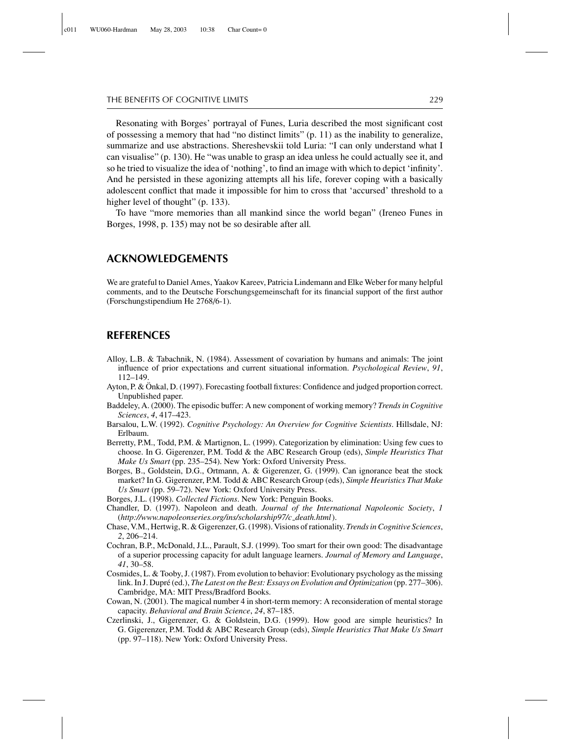Resonating with Borges' portrayal of Funes, Luria described the most significant cost of possessing a memory that had "no distinct limits" (p. 11) as the inability to generalize, summarize and use abstractions. Shereshevskii told Luria: "I can only understand what I can visualise" (p. 130). He "was unable to grasp an idea unless he could actually see it, and so he tried to visualize the idea of 'nothing', to find an image with which to depict 'infinity'. And he persisted in these agonizing attempts all his life, forever coping with a basically adolescent conflict that made it impossible for him to cross that 'accursed' threshold to a higher level of thought" (p. 133).

To have "more memories than all mankind since the world began" (Ireneo Funes in Borges, 1998, p. 135) may not be so desirable after all.

## ACKNOWLEDGEMENTS

We are grateful to Daniel Ames, Yaakov Kareev, Patricia Lindemann and Elke Weber for many helpful comments, and to the Deutsche Forschungsgemeinschaft for its financial support of the first author (Forschungstipendium He 2768/6-1).

## REFERENCES

Alloy, L.B. & Tabachnik, N. (1984). Assessment of covariation by humans and animals: The joint influence of prior expectations and current situational information. *Psychological Review*, *91*, 112–149.

Ayton, P. & Önkal, D. (1997). Forecasting football fixtures: Confidence and judged proportion correct. Unpublished paper.

Baddeley, A. (2000). The episodic buffer: A new component of working memory? *Trends in Cognitive Sciences*, *4*, 417–423.

Barsalou, L.W. (1992). *Cognitive Psychology: An Overview for Cognitive Scientists*. Hillsdale, NJ: Erlbaum.

Berretty, P.M., Todd, P.M. & Martignon, L. (1999). Categorization by elimination: Using few cues to choose. In G. Gigerenzer, P.M. Todd & the ABC Research Group (eds), *Simple Heuristics That Make Us Smart* (pp. 235–254). New York: Oxford University Press.

Borges, B., Goldstein, D.G., Ortmann, A. & Gigerenzer, G. (1999). Can ignorance beat the stock market? In G. Gigerenzer, P.M. Todd & ABC Research Group (eds), *Simple Heuristics That Make Us Smart* (pp. 59–72). New York: Oxford University Press.

Borges, J.L. (1998). *Collected Fictions*. New York: Penguin Books.

Chandler, D. (1997). Napoleon and death. *Journal of the International Napoleonic Society*, *1* (*http://www.napoleonseries.org/ins/scholarship97/c_death.html*).

Chase, V.M., Hertwig, R. & Gigerenzer, G. (1998). Visions of rationality. *Trends in Cognitive Sciences*, *2*, 206–214.

Cochran, B.P., McDonald, J.L., Parault, S.J. (1999). Too smart for their own good: The disadvantage of a superior processing capacity for adult language learners. *Journal of Memory and Language*, *41*, 30–58.

Cosmides, L. & Tooby, J. (1987). From evolution to behavior: Evolutionary psychology as the missing link. In J. Dupré (ed.), *The Latest on the Best: Essays on Evolution and Optimization* (pp. 277–306). Cambridge, MA: MIT Press/Bradford Books.

Cowan, N. (2001). The magical number 4 in short-term memory: A reconsideration of mental storage capacity. *Behavioral and Brain Science*, *24*, 87–185.

Czerlinski, J., Gigerenzer, G. & Goldstein, D.G. (1999). How good are simple heuristics? In G. Gigerenzer, P.M. Todd & ABC Research Group (eds), *Simple Heuristics That Make Us Smart* (pp. 97–118). New York: Oxford University Press.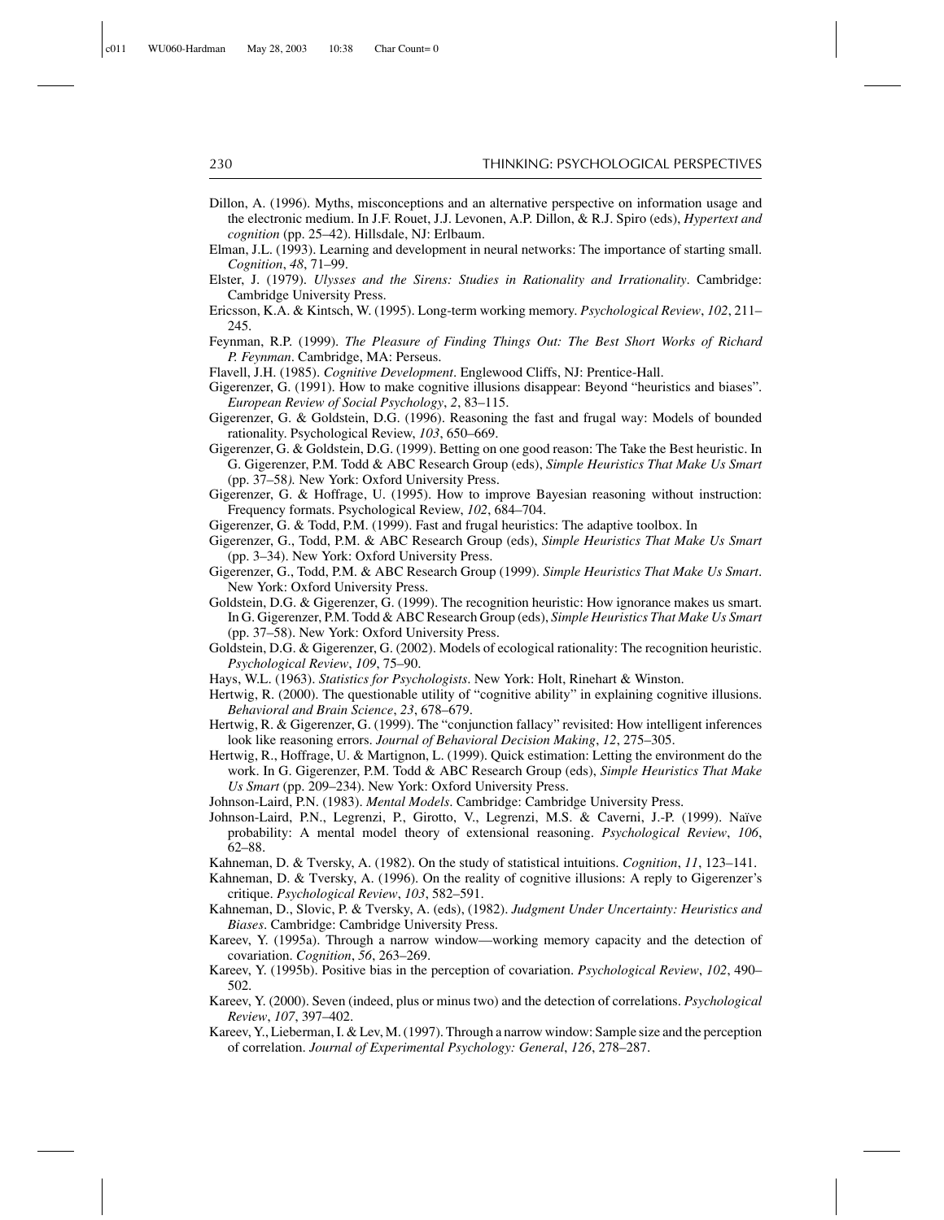Dillon, A. (1996). Myths, misconceptions and an alternative perspective on information usage and the electronic medium. In J.F. Rouet, J.J. Levonen, A.P. Dillon, & R.J. Spiro (eds), *Hypertext and cognition* (pp. 25–42). Hillsdale, NJ: Erlbaum.

Elman, J.L. (1993). Learning and development in neural networks: The importance of starting small. *Cognition*, *48*, 71–99.

Elster, J. (1979). *Ulysses and the Sirens: Studies in Rationality and Irrationality*. Cambridge: Cambridge University Press.

Ericsson, K.A. & Kintsch, W. (1995). Long-term working memory. *Psychological Review*, *102*, 211–245.

Feynman, R.P. (1999). *The Pleasure of Finding Things Out: The Best Short Works of Richard P. Feynman*. Cambridge, MA: Perseus.

Flavell, J.H. (1985). *Cognitive Development*. Englewood Cliffs, NJ: Prentice-Hall.

Gigerenzer, G. (1991). How to make cognitive illusions disappear: Beyond "heuristics and biases". *European Review of Social Psychology*, *2*, 83–115.

Gigerenzer, G. & Goldstein, D.G. (1996). Reasoning the fast and frugal way: Models of bounded rationality. Psychological Review, *103*, 650–669.

Gigerenzer, G. & Goldstein, D.G. (1999). Betting on one good reason: The Take the Best heuristic. In G. Gigerenzer, P.M. Todd & ABC Research Group (eds), *Simple Heuristics That Make Us Smart* (pp. 37–58*).* New York: Oxford University Press.

Gigerenzer, G. & Hoffrage, U. (1995). How to improve Bayesian reasoning without instruction: Frequency formats. Psychological Review, *102*, 684–704.

Gigerenzer, G. & Todd, P.M. (1999). Fast and frugal heuristics: The adaptive toolbox. In

Gigerenzer, G., Todd, P.M. & ABC Research Group (eds), *Simple Heuristics That Make Us Smart* (pp. 3–34). New York: Oxford University Press.

Gigerenzer, G., Todd, P.M. & ABC Research Group (1999). *Simple Heuristics That Make Us Smart*. New York: Oxford University Press.

Goldstein, D.G. & Gigerenzer, G. (1999). The recognition heuristic: How ignorance makes us smart. In G. Gigerenzer, P.M. Todd & ABC Research Group (eds), *Simple Heuristics That Make Us Smart* (pp. 37–58). New York: Oxford University Press.

Goldstein, D.G. & Gigerenzer, G. (2002). Models of ecological rationality: The recognition heuristic. *Psychological Review*, *109*, 75–90.

Hays, W.L. (1963). *Statistics for Psychologists*. New York: Holt, Rinehart & Winston.

Hertwig, R. (2000). The questionable utility of "cognitive ability" in explaining cognitive illusions. *Behavioral and Brain Science*, *23*, 678–679.

Hertwig, R. & Gigerenzer, G. (1999). The "conjunction fallacy" revisited: How intelligent inferences look like reasoning errors. *Journal of Behavioral Decision Making*, *12*, 275–305.

Hertwig, R., Hoffrage, U. & Martignon, L. (1999). Quick estimation: Letting the environment do the work. In G. Gigerenzer, P.M. Todd & ABC Research Group (eds), *Simple Heuristics That Make Us Smart* (pp. 209–234). New York: Oxford University Press.

Johnson-Laird, P.N. (1983). *Mental Models*. Cambridge: Cambridge University Press.

Johnson-Laird, P.N., Legrenzi, P., Girotto, V., Legrenzi, M.S. & Caverni, J.-P. (1999). Naïve probability: A mental model theory of extensional reasoning. *Psychological Review*, *106*, 62–88.

Kahneman, D. & Tversky, A. (1982). On the study of statistical intuitions. *Cognition*, *11*, 123–141.

Kahneman, D. & Tversky, A. (1996). On the reality of cognitive illusions: A reply to Gigerenzer's critique. *Psychological Review*, *103*, 582–591.

Kahneman, D., Slovic, P. & Tversky, A. (eds), (1982). *Judgment Under Uncertainty: Heuristics and Biases*. Cambridge: Cambridge University Press.

Kareev, Y. (1995a). Through a narrow window—working memory capacity and the detection of covariation. *Cognition*, *56*, 263–269.

Kareev, Y. (1995b). Positive bias in the perception of covariation. *Psychological Review*, *102*, 490–502.

Kareev, Y. (2000). Seven (indeed, plus or minus two) and the detection of correlations. *Psychological Review*, *107*, 397–402.

Kareev, Y., Lieberman, I. & Lev, M. (1997). Through a narrow window: Sample size and the perception of correlation. *Journal of Experimental Psychology: General*, *126*, 278–287.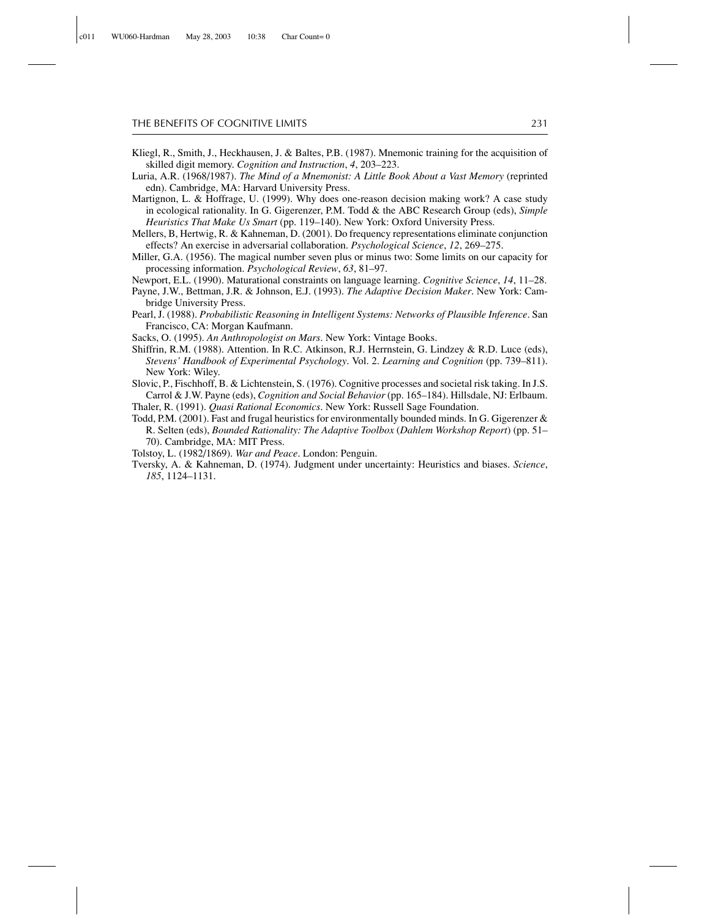Kliegl, R., Smith, J., Heckhausen, J. & Baltes, P.B. (1987). Mnemonic training for the acquisition of skilled digit memory. *Cognition and Instruction*, *4*, 203–223.

Luria, A.R. (1968/1987). *The Mind of a Mnemonist: A Little Book About a Vast Memory* (reprinted edn). Cambridge, MA: Harvard University Press.

Martignon, L. & Hoffrage, U. (1999). Why does one-reason decision making work? A case study in ecological rationality. In G. Gigerenzer, P.M. Todd & the ABC Research Group (eds), *Simple Heuristics That Make Us Smart* (pp. 119–140). New York: Oxford University Press.

Mellers, B, Hertwig, R. & Kahneman, D. (2001). Do frequency representations eliminate conjunction effects? An exercise in adversarial collaboration. *Psychological Science*, *12*, 269–275.

Miller, G.A. (1956). The magical number seven plus or minus two: Some limits on our capacity for processing information. *Psychological Review*, *63*, 81–97.

Newport, E.L. (1990). Maturational constraints on language learning. *Cognitive Science*, *14*, 11–28.

Payne, J.W., Bettman, J.R. & Johnson, E.J. (1993). *The Adaptive Decision Maker*. New York: Cambridge University Press.

Pearl, J. (1988). *Probabilistic Reasoning in Intelligent Systems: Networks of Plausible Inference*. San Francisco, CA: Morgan Kaufmann.

Sacks, O. (1995). *An Anthropologist on Mars*. New York: Vintage Books.

Shiffrin, R.M. (1988). Attention. In R.C. Atkinson, R.J. Herrnstein, G. Lindzey & R.D. Luce (eds), *Stevens' Handbook of Experimental Psychology*. Vol. 2. *Learning and Cognition* (pp. 739–811). New York: Wiley.

Slovic, P., Fischhoff, B. & Lichtenstein, S. (1976). Cognitive processes and societal risk taking. In J.S. Carrol & J.W. Payne (eds), *Cognition and Social Behavior* (pp. 165–184). Hillsdale, NJ: Erlbaum.

Thaler, R. (1991). *Quasi Rational Economics*. New York: Russell Sage Foundation.

Todd, P.M. (2001). Fast and frugal heuristics for environmentally bounded minds. In G. Gigerenzer & R. Selten (eds), *Bounded Rationality: The Adaptive Toolbox* (*Dahlem Workshop Report*) (pp. 51–70). Cambridge, MA: MIT Press.

Tolstoy, L. (1982/1869). *War and Peace*. London: Penguin.

Tversky, A. & Kahneman, D. (1974). Judgment under uncertainty: Heuristics and biases. *Science*, *185*, 1124–1131.